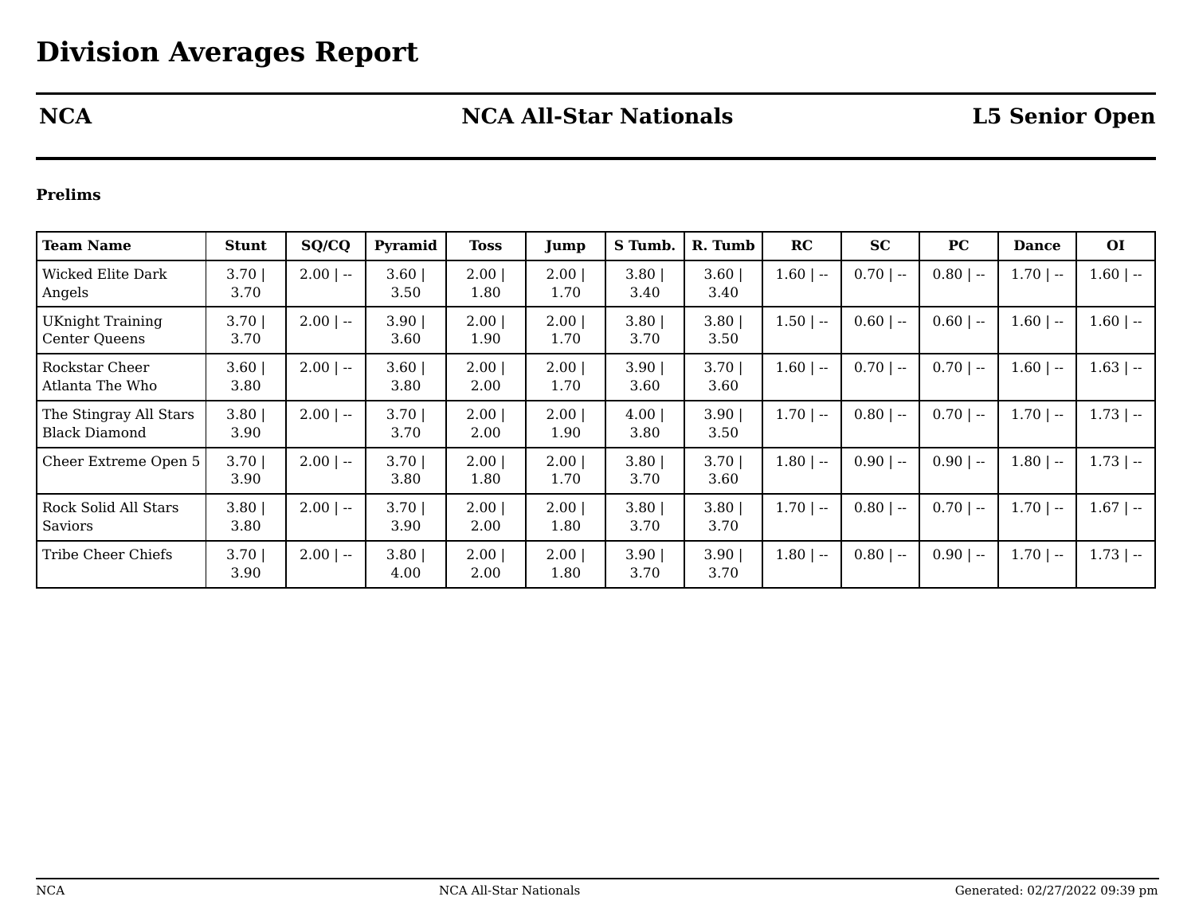# Division Averages Report

**NCA** | **NCA All-Star Nationals** | **L5 Senior Open**

**Prelims**

| Team Name | Stunt | SQ/CQ | Pyramid | Toss | Jump | S Tumb. | R. Tumb | RC | SC | PC | Dance | OI |
|---|---|---|---|---|---|---|---|---|---|---|---|---|
| Wicked Elite Dark Angels | 3.70 \| 3.70 | 2.00 \| -- | 3.60 \| 3.50 | 2.00 \| 1.80 | 2.00 \| 1.70 | 3.80 \| 3.40 | 3.60 \| 3.40 | 1.60 \| -- | 0.70 \| -- | 0.80 \| -- | 1.70 \| -- | 1.60 \| -- |
| UKnight Training Center Queens | 3.70 \| 3.70 | 2.00 \| -- | 3.90 \| 3.60 | 2.00 \| 1.90 | 2.00 \| 1.70 | 3.80 \| 3.70 | 3.80 \| 3.50 | 1.50 \| -- | 0.60 \| -- | 0.60 \| -- | 1.60 \| -- | 1.60 \| -- |
| Rockstar Cheer Atlanta The Who | 3.60 \| 3.80 | 2.00 \| -- | 3.60 \| 3.80 | 2.00 \| 2.00 | 2.00 \| 1.70 | 3.90 \| 3.60 | 3.70 \| 3.60 | 1.60 \| -- | 0.70 \| -- | 0.70 \| -- | 1.60 \| -- | 1.63 \| -- |
| The Stingray All Stars Black Diamond | 3.80 \| 3.90 | 2.00 \| -- | 3.70 \| 3.70 | 2.00 \| 2.00 | 2.00 \| 1.90 | 4.00 \| 3.80 | 3.90 \| 3.50 | 1.70 \| -- | 0.80 \| -- | 0.70 \| -- | 1.70 \| -- | 1.73 \| -- |
| Cheer Extreme Open 5 | 3.70 \| 3.90 | 2.00 \| -- | 3.70 \| 3.80 | 2.00 \| 1.80 | 2.00 \| 1.70 | 3.80 \| 3.70 | 3.70 \| 3.60 | 1.80 \| -- | 0.90 \| -- | 0.90 \| -- | 1.80 \| -- | 1.73 \| -- |
| Rock Solid All Stars Saviors | 3.80 \| 3.80 | 2.00 \| -- | 3.70 \| 3.90 | 2.00 \| 2.00 | 2.00 \| 1.80 | 3.80 \| 3.70 | 3.80 \| 3.70 | 1.70 \| -- | 0.80 \| -- | 0.70 \| -- | 1.70 \| -- | 1.67 \| -- |
| Tribe Cheer Chiefs | 3.70 \| 3.90 | 2.00 \| -- | 3.80 \| 4.00 | 2.00 \| 2.00 | 2.00 \| 1.80 | 3.90 \| 3.70 | 3.90 \| 3.70 | 1.80 \| -- | 0.80 \| -- | 0.90 \| -- | 1.70 \| -- | 1.73 \| -- |

Generated: 02/27/2022 09:39 pm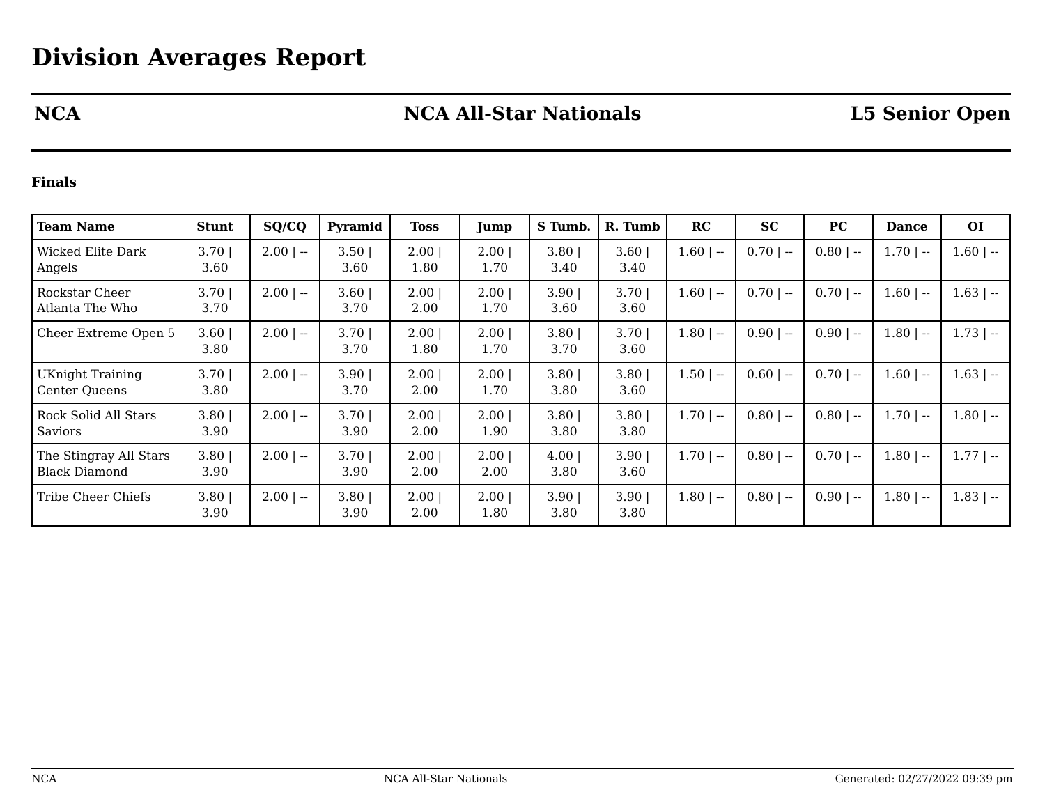# Division Averages Report

**NCA** | **NCA All-Star Nationals** | **L5 Senior Open**

**Finals**

| Team Name | Stunt | SQ/CQ | Pyramid | Toss | Jump | S Tumb. | R. Tumb | RC | SC | PC | Dance | OI |
|---|---|---|---|---|---|---|---|---|---|---|---|---|
| Wicked Elite Dark Angels | 3.70 \| 3.60 | 2.00 \| -- | 3.50 \| 3.60 | 2.00 \| 1.80 | 2.00 \| 1.70 | 3.80 \| 3.40 | 3.60 \| 3.40 | 1.60 \| -- | 0.70 \| -- | 0.80 \| -- | 1.70 \| -- | 1.60 \| -- |
| Rockstar Cheer Atlanta The Who | 3.70 \| 3.70 | 2.00 \| -- | 3.60 \| 3.70 | 2.00 \| 2.00 | 2.00 \| 1.70 | 3.90 \| 3.60 | 3.70 \| 3.60 | 1.60 \| -- | 0.70 \| -- | 0.70 \| -- | 1.60 \| -- | 1.63 \| -- |
| Cheer Extreme Open 5 | 3.60 \| 3.80 | 2.00 \| -- | 3.70 \| 3.70 | 2.00 \| 1.80 | 2.00 \| 1.70 | 3.80 \| 3.70 | 3.70 \| 3.60 | 1.80 \| -- | 0.90 \| -- | 0.90 \| -- | 1.80 \| -- | 1.73 \| -- |
| UKnight Training Center Queens | 3.70 \| 3.80 | 2.00 \| -- | 3.90 \| 3.70 | 2.00 \| 2.00 | 2.00 \| 1.70 | 3.80 \| 3.80 | 3.80 \| 3.60 | 1.50 \| -- | 0.60 \| -- | 0.70 \| -- | 1.60 \| -- | 1.63 \| -- |
| Rock Solid All Stars Saviors | 3.80 \| 3.90 | 2.00 \| -- | 3.70 \| 3.90 | 2.00 \| 2.00 | 2.00 \| 1.90 | 3.80 \| 3.80 | 3.80 \| 3.80 | 1.70 \| -- | 0.80 \| -- | 0.80 \| -- | 1.70 \| -- | 1.80 \| -- |
| The Stingray All Stars Black Diamond | 3.80 \| 3.90 | 2.00 \| -- | 3.70 \| 3.90 | 2.00 \| 2.00 | 2.00 \| 2.00 | 4.00 \| 3.80 | 3.90 \| 3.60 | 1.70 \| -- | 0.80 \| -- | 0.70 \| -- | 1.80 \| -- | 1.77 \| -- |
| Tribe Cheer Chiefs | 3.80 \| 3.90 | 2.00 \| -- | 3.80 \| 3.90 | 2.00 \| 2.00 | 2.00 \| 1.80 | 3.90 \| 3.80 | 3.90 \| 3.80 | 1.80 \| -- | 0.80 \| -- | 0.90 \| -- | 1.80 \| -- | 1.83 \| -- |

Generated: 02/27/2022 09:39 pm